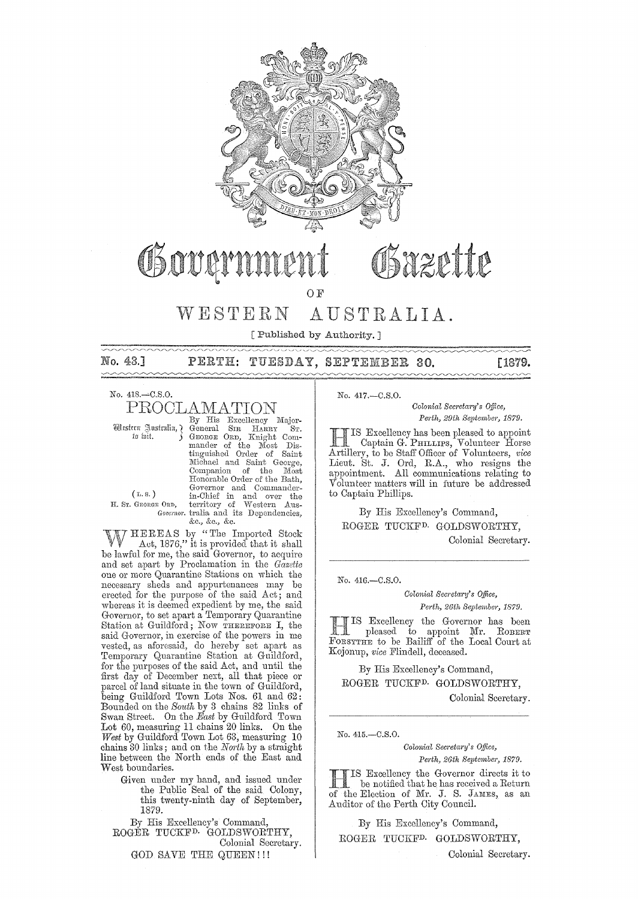# Government Gazette

OF

# WESTERN AUSTRALIA.

[ Published by Authority. ]

**No. 43.] PERTH: TUESDAY, SEPTEMBER 30. [1879.**

No. 418.—C.S.O.

## PROCLAMATION

Western Australia, to wit.

(L.S.)
H. ST. GEORGE ORD, *Governor.*

By His Excellency Major-General SIR HARRY ST. GEORGE ORD, Knight Commander of the Most Distinguished Order of Saint Michael and Saint George, Companion of the Most Honorable Order of the Bath, Governor and Commander-in-Chief in and over the territory of Western Australia and its Dependencies, &c., &c., &c.

WHEREAS by "The Imported Stock Act, 1876," it is provided that it shall be lawful for me, the said Governor, to acquire and set apart by Proclamation in the *Gazette* one or more Quarantine Stations on which the necessary sheds and appurtenances may be erected for the purpose of the said Act; and whereas it is deemed expedient by me, the said Governor, to set apart a Temporary Quarantine Station at Guildford; Now THEREFORE I, the said Governor, in exercise of the powers in me vested, as aforesaid, do hereby set apart as Temporary Quarantine Station at Guildford, for the purposes of the said Act, and until the first day of December next, all that piece or parcel of land situate in the town of Guildford, being Guildford Town Lots Nos. 61 and 62: Bounded on the *South* by 3 chains 82 links of Swan Street. On the *East* by Guildford Town Lot 60, measuring 11 chains 20 links. On the *West* by Guildford Town Lot 63, measuring 10 chains 30 links; and on the *North* by a straight line between the North ends of the East and West boundaries.

Given under my hand, and issued under the Public Seal of the said Colony, this twenty-ninth day of September, 1879.

By His Excellency's Command,
ROGER TUCKFD. GOLDSWORTHY,
Colonial Secretary.

GOD SAVE THE QUEEN!!!

---

No. 417.—C.S.O.

*Colonial Secretary's Office,*
*Perth, 29th September, 1879.*

HIS Excellency has been pleased to appoint Captain G. PHILLIPS, Volunteer Horse Artillery, to be Staff Officer of Volunteers, *vice* Lieut. St. J. Ord, R.A., who resigns the appointment. All communications relating to Volunteer matters will in future be addressed to Captain Phillips.

By His Excellency's Command,
ROGER TUCKFD. GOLDSWORTHY,
Colonial Secretary.

---

No. 416.—C.S.O.

*Colonial Secretary's Office,*
*Perth, 26th September, 1879.*

HIS Excellency the Governor has been pleased to appoint Mr. ROBERT FORSYTHE to be Bailiff of the Local Court at Kojonup, *vice* Flindell, deceased.

By His Excellency's Command,
ROGER TUCKFD. GOLDSWORTHY,
Colonial Secretary.

---

No. 415.—C.S.O.

*Colonial Secretary's Office,*
*Perth, 26th September, 1879.*

HIS Excellency the Governor directs it to be notified that he has received a Return of the Election of Mr. J. S. JAMES, as an Auditor of the Perth City Council.

By His Excellency's Command,
ROGER TUCKFD. GOLDSWORTHY,
Colonial Secretary.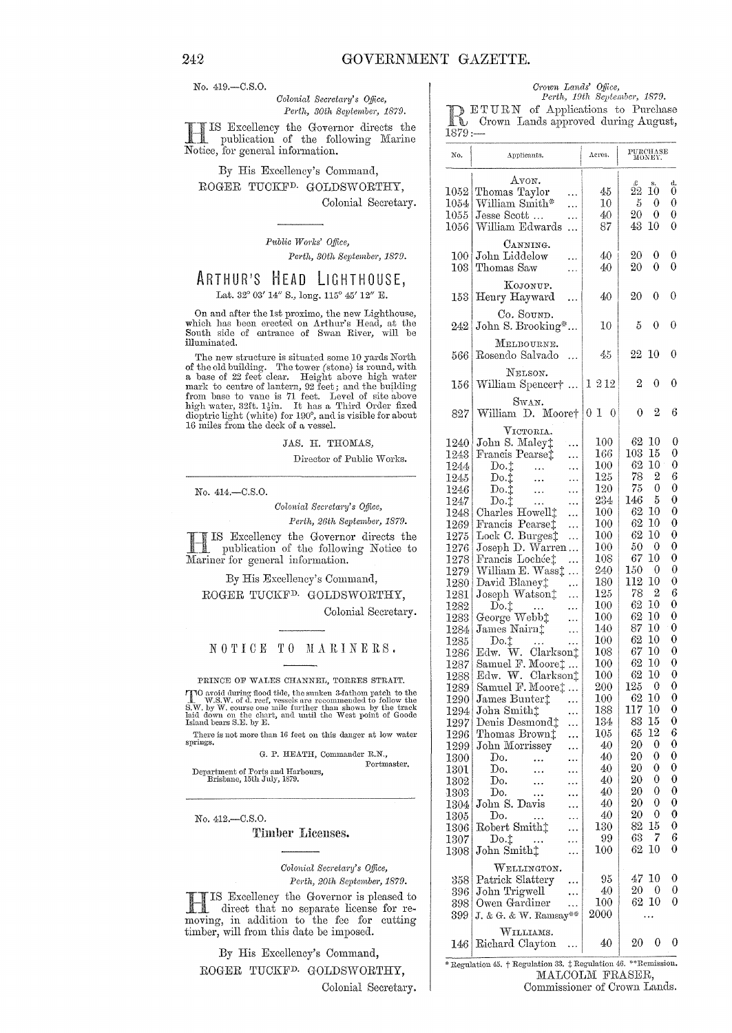No. 419.—C.S.O.

*Colonial Secretary's Office,*
*Perth, 30th September, 1879.*

HIS Excellency the Governor directs the publication of the following Marine Notice, for general information.

By His Excellency's Command,

ROGER TUCKFD. GOLDSWORTHY,

Colonial Secretary.

*Public Works' Office,*
*Perth, 30th September, 1879.*

## ARTHUR'S HEAD LIGHTHOUSE,

Lat. 32° 03′ 14″ S., long. 115° 45′ 12″ E.

On and after the 1st proximo, the new Lighthouse, which has been erected on Arthur's Head, at the South side of entrance of Swan River, will be illuminated.

The new structure is situated some 10 yards North of the old building. The tower (stone) is round, with a base of 22 feet clear. Height above high water mark to centre of lantern, 92 feet; and the building from base to vane is 71 feet. Level of site above high water, 32ft. 1½in. It has a Third Order fixed dioptric light (white) for 190°, and is visible for about 16 miles from the deck of a vessel.

JAS. H. THOMAS,

Director of Public Works.

No. 414.—C.S.O.

*Colonial Secretary's Office,*
*Perth, 26th September, 1879.*

HIS Excellency the Governor directs the publication of the following Notice to Mariner for general information.

By His Excellency's Command,

ROGER TUCKFD. GOLDSWORTHY,

Colonial Secretary.

## NOTICE TO MARINERS.

PRINCE OF WALES CHANNEL, TORRES STRAIT.

TO avoid during flood tide, the sunken 3-fathom patch to the W.S.W. of d. reef, vessels are recommended to follow the S.W. by W. course one mile further than shown by the track laid down on the chart, and until the West point of Goode Island bears S.E. by E.

There is not more than 16 feet on this danger at low water springs.

G. P. HEATH, Commander R.N.,
Portmaster.

Department of Ports and Harbours,
Brisbane, 15th July, 1879.

No. 412.—C.S.O.

## Timber Licenses.

*Colonial Secretary's Office,*
*Perth, 20th September, 1879.*

HIS Excellency the Governor is pleased to direct that no separate license for removing, in addition to the fee for cutting timber, will from this date be imposed.

By His Excellency's Command,

ROGER TUCKFD. GOLDSWORTHY,

Colonial Secretary.

*Crown Lands' Office,*
*Perth, 19th September, 1879.*

RETURN of Applications to Purchase Crown Lands approved during August, 1879:—

| No. | Applicants. | Acres. | Purchase Money. £ | s. | d. |
|---|---|---|---|---|---|
| | AVON. | | | | |
| 1052 | Thomas Taylor ... | 45 | 22 | 10 | 0 |
| 1054 | William Smith* ... | 10 | 5 | 0 | 0 |
| 1055 | Jesse Scott ... | 40 | 20 | 0 | 0 |
| 1056 | William Edwards ... | 87 | 43 | 10 | 0 |
| | CANNING. | | | | |
| 100 | John Liddelow ... | 40 | 20 | 0 | 0 |
| 103 | Thomas Saw ... | 40 | 20 | 0 | 0 |
| | KOJONUP. | | | | |
| 153 | Henry Hayward ... | 40 | 20 | 0 | 0 |
| | CO. SOUND. | | | | |
| 242 | John S. Brooking*... | 10 | 5 | 0 | 0 |
| | MELBOURNE. | | | | |
| 566 | Rosendo Salvado ... | 45 | 22 | 10 | 0 |
| | NELSON. | | | | |
| 156 | William Spencer† ... | 1 2 12 | 2 | 0 | 0 |
| | SWAN. | | | | |
| 827 | William D. Moore† | 0 1 0 | 0 | 2 | 6 |
| | VICTORIA. | | | | |
| 1240 | John S. Maley‡ ... | 100 | 62 | 10 | 0 |
| 1243 | Francis Pearse‡ ... | 166 | 103 | 15 | 0 |
| 1244 | Do.‡ ... ... | 100 | 62 | 10 | 0 |
| 1245 | Do.‡ ... ... | 125 | 78 | 2 | 6 |
| 1246 | Do.‡ ... ... | 120 | 75 | 0 | 0 |
| 1247 | Do.‡ ... ... | 234 | 146 | 5 | 0 |
| 1248 | Charles Howell‡ ... | 100 | 62 | 10 | 0 |
| 1269 | Francis Pearse‡ ... | 100 | 62 | 10 | 0 |
| 1275 | Lock C. Burges‡ ... | 100 | 62 | 10 | 0 |
| 1276 | Joseph D. Warren... | 100 | 50 | 0 | 0 |
| 1278 | Francis Lochée‡ ... | 108 | 67 | 10 | 0 |
| 1279 | William E. Wass‡ ... | 240 | 150 | 0 | 0 |
| 1280 | David Blaney‡ ... | 180 | 112 | 10 | 0 |
| 1281 | Joseph Watson‡ ... | 125 | 78 | 2 | 6 |
| 1282 | Do.‡ ... ... | 100 | 62 | 10 | 0 |
| 1283 | George Webb‡ ... | 100 | 62 | 10 | 0 |
| 1284 | James Nairn‡ ... | 140 | 87 | 10 | 0 |
| 1285 | Do.‡ ... ... | 100 | 62 | 10 | 0 |
| 1286 | Edw. W. Clarkson‡ | 108 | 67 | 10 | 0 |
| 1287 | Samuel F. Moore‡ ... | 100 | 62 | 10 | 0 |
| 1288 | Edw. W. Clarkson‡ | 100 | 62 | 10 | 0 |
| 1289 | Samuel F. Moore‡ ... | 200 | 125 | 0 | 0 |
| 1290 | James Bunter‡ ... | 100 | 62 | 10 | 0 |
| 1294 | John Smith‡ ... | 188 | 117 | 10 | 0 |
| 1297 | Denis Desmond‡ ... | 134 | 83 | 15 | 0 |
| 1296 | Thomas Brown‡ ... | 105 | 65 | 12 | 6 |
| 1299 | John Morrissey ... | 40 | 20 | 0 | 0 |
| 1300 | Do. ... ... | 40 | 20 | 0 | 0 |
| 1301 | Do. ... ... | 40 | 20 | 0 | 0 |
| 1302 | Do. ... ... | 40 | 20 | 0 | 0 |
| 1303 | Do. ... ... | 40 | 20 | 0 | 0 |
| 1304 | John S. Davis ... | 40 | 20 | 0 | 0 |
| 1305 | Do. ... ... | 40 | 20 | 0 | 0 |
| 1306 | Robert Smith‡ ... | 130 | 82 | 15 | 0 |
| 1307 | Do.‡ ... ... | 99 | 63 | 7 | 6 |
| 1308 | John Smith‡ ... | 100 | 62 | 10 | 0 |
| | WELLINGTON. | | | | |
| 358 | Patrick Slattery ... | 95 | 47 | 10 | 0 |
| 396 | John Trigwell ... | 40 | 20 | 0 | 0 |
| 398 | Owen Gardiner ... | 100 | 62 | 10 | 0 |
| 399 | J. & G. & W. Ramsay** | 2000 | ... | | |
| | WILLIAMS. | | | | |
| 146 | Richard Clayton ... | 40 | 20 | 0 | 0 |

\* Regulation 45. † Regulation 33. ‡ Regulation 46. \*\*Remission.

MALCOLM FRASER,
Commissioner of Crown Lands.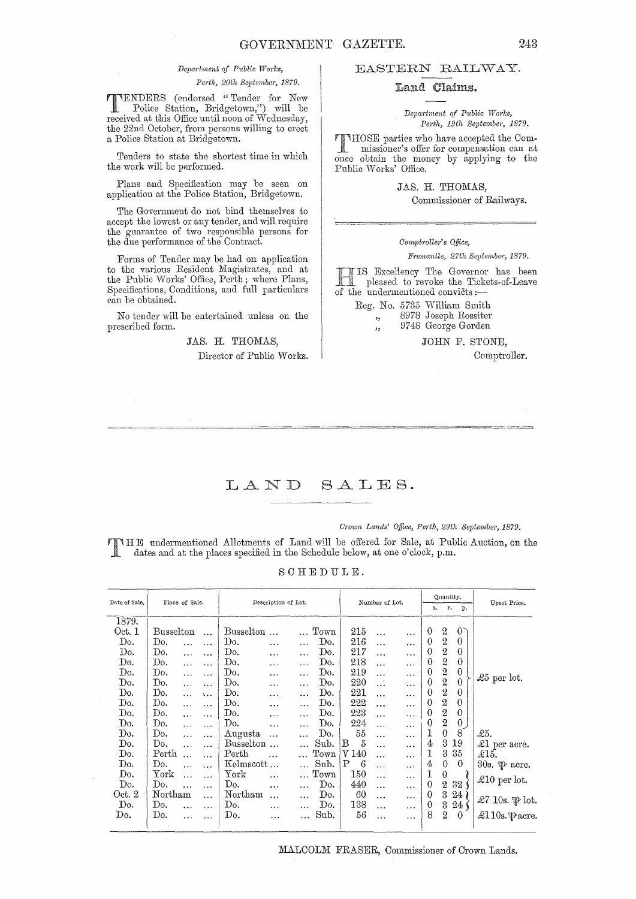*Department of Public Works,*
*Perth, 20th September, 1879.*

TENDERS (endorsed "Tender for New Police Station, Bridgetown,") will be received at this Office until noon of Wednesday, the 22nd October, from persons willing to erect a Police Station at Bridgetown.

Tenders to state the shortest time in which the work will be performed.

Plans and Specification may be seen on application at the Police Station, Bridgetown.

The Government do not bind themselves to accept the lowest or any tender, and will require the guarantee of two responsible persons for the due performance of the Contract.

Forms of Tender may be had on application to the various Resident Magistrates, and at the Public Works' Office, Perth; where Plans, Specifications, Conditions, and full particulars can be obtained.

No tender will be entertained unless on the prescribed form.

JAS. H. THOMAS,
Director of Public Works.

## EASTERN RAILWAY.

### Land Claims.

*Department of Public Works,*
*Perth, 19th September, 1879.*

THOSE parties who have accepted the Commissioner's offer for compensation can at once obtain the money by applying to the Public Works' Office.

JAS. H. THOMAS,
Commissioner of Railways.

*Comptroller's Office,*
*Fremantle, 27th September, 1879.*

HIS Excellency The Governor has been pleased to revoke the Tickets-of-Leave of the undermentioned convicts:—

Reg. No. 5735 William Smith
" 8978 Joseph Rossiter
" 9748 George Gorden

JOHN F. STONE,
Comptroller.

# LAND SALES.

*Crown Lands' Office, Perth, 29th September, 1879.*

THE undermentioned Allotments of Land will be offered for Sale, at Public Auction, on the dates and at the places specified in the Schedule below, at one o'clock, p.m.

SCHEDULE.

| Date of Sale. | Place of Sale. | Description of Lot. | | Number of Lot. | Quantity. | | | Upset Price. |
|---|---|---|---|---|---|---|---|---|
| | | | | | a. | r. | p. | |
| 1879. | | | | | | | | |
| Oct. 1 | Busselton ... | Busselton ... | ... Town | 215 ... ... | 0 | 2 | 0 | £5 per lot. |
| Do. | Do. ... ... | Do. ... | ... Do. | 216 ... ... | 0 | 2 | 0 | |
| Do. | Do. ... ... | Do. ... | ... Do. | 217 ... ... | 0 | 2 | 0 | |
| Do. | Do. ... ... | Do. ... | ... Do. | 218 ... ... | 0 | 2 | 0 | |
| Do. | Do. ... ... | Do. ... | ... Do. | 219 ... ... | 0 | 2 | 0 | |
| Do. | Do. ... ... | Do. ... | ... Do. | 220 ... ... | 0 | 2 | 0 | |
| Do. | Do. ... ... | Do. ... | ... Do. | 221 ... ... | 0 | 2 | 0 | |
| Do. | Do. ... ... | Do. ... | ... Do. | 222 ... ... | 0 | 2 | 0 | |
| Do. | Do. ... ... | Do. ... | ... Do. | 223 ... ... | 0 | 2 | 0 | |
| Do. | Do. ... ... | Do. ... | ... Do. | 224 ... ... | 0 | 2 | 0 | |
| Do. | Do. ... ... | Augusta ... | ... Do. | 55 ... ... | 1 | 0 | 8 | £5. |
| Do. | Do. ... ... | Busselton ... | ... Sub. | B 5 ... ... | 4 | 3 | 19 | £1 per acre. |
| Do. | Perth ... ... | Perth ... | ... Town | V 140 ... ... | 1 | 3 | 35 | £15. |
| Do. | Do. ... ... | Kelmscott ... | ... Sub. | P 6 ... ... | 4 | 0 | 0 | 30s. ℔ acre. |
| Do. | York ... ... | York ... | ... Town | 150 ... ... | 1 | 0 | | £10 per lot. |
| Do. | Do. ... ... | Do. ... | ... Do. | 440 ... ... | 0 | 2 | 32 | |
| Oct. 2 | Northam ... | Northam ... | ... Do. | 60 ... ... | 0 | 3 | 24 | £7 10s. ℔ lot. |
| Do. | Do. ... ... | Do. ... | ... Do. | 138 ... ... | 0 | 3 | 24 | |
| Do. | Do. ... ... | Do. ... | ... Sub. | 56 ... ... | 8 | 2 | 0 | £1 10s. ℔ acre. |

MALCOLM FRASER, Commissioner of Crown Lands.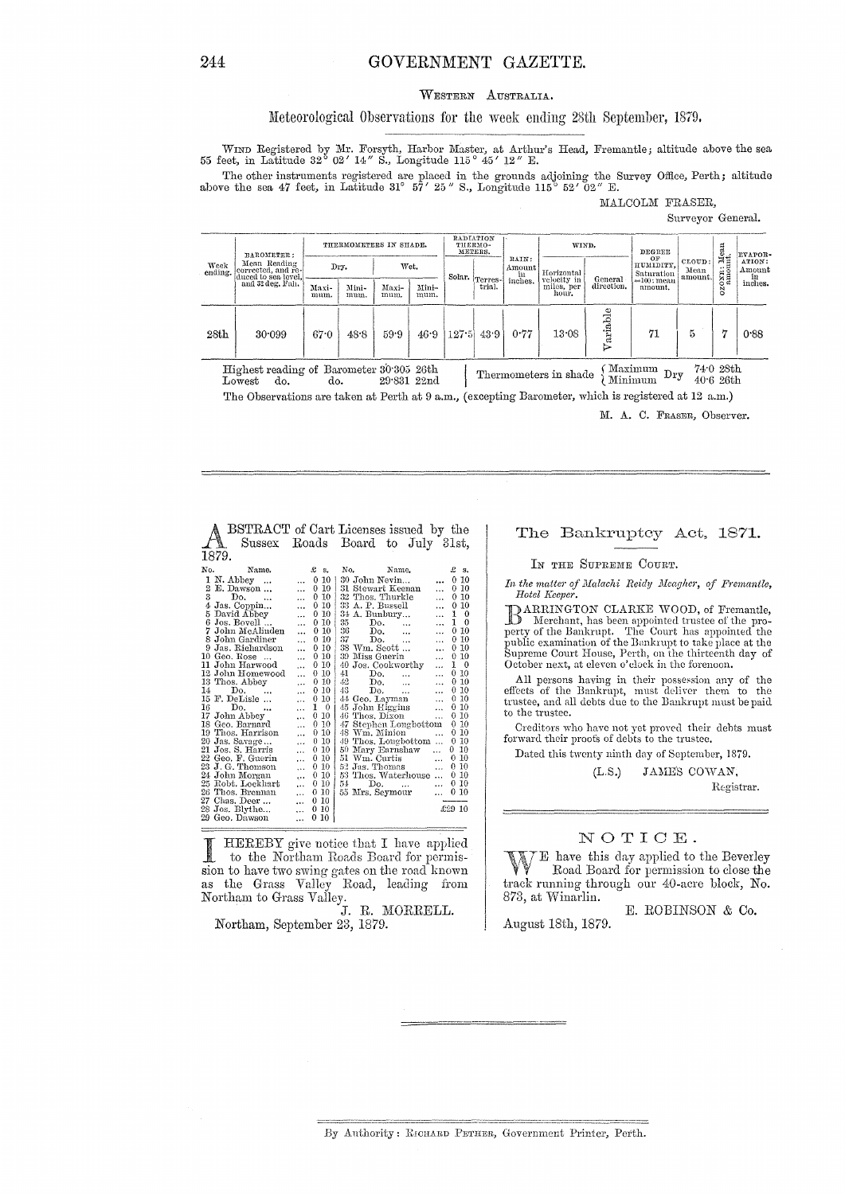# GOVERNMENT GAZETTE.

## Western Australia.

### Meteorological Observations for the week ending 28th September, 1879.

Wind Registered by Mr. Forsyth, Harbor Master, at Arthur's Head, Fremantle; altitude above the sea 55 feet, in Latitude 32° 02′ 14″ S., Longitude 115° 45′ 12″ E.

The other instruments registered are placed in the grounds adjoining the Survey Office, Perth; altitude above the sea 47 feet, in Latitude 31° 57′ 25″ S., Longitude 115° 52′ 02″ E.

MALCOLM FRASER,
Surveyor General.

| Week ending. | Barometer: Mean Reading corrected, and reduced to sea level, and 32 deg. Fah. | Thermometers in Shade. | | | | Radiation Thermometers. | | Rain: Amount in inches. | Wind. | | Degree of Humidity, Saturation =100: mean amount. | Cloud: Mean amount. | Ozone: Mean amount. | Evaporation: Amount in inches. |
|---|---|---|---|---|---|---|---|---|---|---|---|---|---|---|
| | | Dry. | | Wet. | | Solar. | Terrestrial. | | Horizontal velocity in miles, per hour. | General direction. | | | | |
| | | Maximum. | Minimum. | Maximum. | Minimum. | | | | | | | | | |
| 28th | 30·099 | 67·0 | 48·8 | 59·9 | 46·9 | 127·5 | 43·9 | 0·77 | 13·08 | Variable | 71 | 5 | 7 | 0·88 |

Highest reading of Barometer 30·305 26th
Lowest do. do. 29·831 22nd

Thermometers in shade { Maximum Dry 74·0 28th; Minimum Dry 40·6 26th }

The Observations are taken at Perth at 9 a.m., (excepting Barometer, which is registered at 12 a.m.)

M. A. C. Fraser, Observer.

---

ABSTRACT of Cart Licenses issued by the Sussex Roads Board to July 31st, 1879.

| No. | Name. | £ s. | No. | Name. | £ s. |
|---|---|---|---|---|---|
| 1 | N. Abbey ... | 0 10 | 30 | John Nevin... | 0 10 |
| 2 | E. Dawson ... | 0 10 | 31 | Stewart Keenan | 0 10 |
| 3 | Do. ... | 0 10 | 32 | Thos. Thurkle | 0 10 |
| 4 | Jas. Coppin... | 0 10 | 33 | A. P. Bussell | 0 10 |
| 5 | David Abbey | 0 10 | 34 | A. Bunbury... | 1 0 |
| 6 | Jos. Bovell ... | 0 10 | 35 | Do. ... | 1 0 |
| 7 | John McAlinden | 0 10 | 36 | Do. ... | 0 10 |
| 8 | John Gardiner | 0 10 | 37 | Do. ... | 0 10 |
| 9 | Jas. Richardson | 0 10 | 38 | Wm. Scott ... | 0 10 |
| 10 | Geo. Rose ... | 0 10 | 39 | Miss Guerin | 0 10 |
| 11 | John Harwood | 0 10 | 40 | Jos. Cookworthy | 1 0 |
| 12 | John Homewood | 0 10 | 41 | Do. ... | 0 10 |
| 13 | Thos. Abbey | 0 10 | 42 | Do. ... | 0 10 |
| 14 | Do. ... | 0 10 | 43 | Do. ... | 0 10 |
| 15 | F. DeLisle ... | 0 10 | 44 | Geo. Layman | 0 10 |
| 16 | Do. ... | 1 0 | 45 | John Higgins | 0 10 |
| 17 | John Abbey | 0 10 | 46 | Thos. Dixon | 0 10 |
| 18 | Geo. Barnard | 0 10 | 47 | Stephen Longbottom | 0 10 |
| 19 | Thos. Harrison | 0 10 | 48 | Wm. Minion | 0 10 |
| 20 | Jas. Savage... | 0 10 | 49 | Thos. Longbottom ... | 0 10 |
| 21 | Jos. S. Harris | 0 10 | 50 | Mary Earnshaw | 0 10 |
| 22 | Geo. F. Guerin | 0 10 | 51 | Wm. Curtis | 0 10 |
| 23 | J. G. Thomson | 0 10 | 52 | Jas. Thomas | 0 10 |
| 24 | John Morgan | 0 10 | 53 | Thos. Waterhouse ... | 0 10 |
| 25 | Robt. Lockhart | 0 10 | 54 | Do. ... | 0 10 |
| 26 | Thos. Brennan | 0 10 | 55 | Mrs. Seymour | 0 10 |
| 27 | Chas. Deer ... | 0 10 | | | |
| 28 | Jos. Blythe... | 0 10 | | | |
| 29 | Geo. Dawson | 0 10 | | | £29 10 |

---

I HEREBY give notice that I have applied to the Northam Roads Board for permission to have two swing gates on the road known as the Grass Valley Road, leading from Northam to Grass Valley.

J. R. MORRELL.

Northam, September 23, 1879.

---

## The Bankruptcy Act, 1871.

In the Supreme Court.

*In the matter of Malachi Reidy Meagher, of Fremantle, Hotel Keeper.*

BARRINGTON CLARKE WOOD, of Fremantle, Merchant, has been appointed trustee of the property of the Bankrupt. The Court has appointed the public examination of the Bankrupt to take place at the Supreme Court House, Perth, on the thirteenth day of October next, at eleven o'clock in the forenoon.

All persons having in their possession any of the effects of the Bankrupt, must deliver them to the trustee, and all debts due to the Bankrupt must be paid to the trustee.

Creditors who have not yet proved their debts must forward their proofs of debts to the trustee.

Dated this twenty ninth day of September, 1879.

(L.S.) JAMES COWAN,
Registrar.

---

## NOTICE.

WE have this day applied to the Beverley Road Board for permission to close the track running through our 40-acre block, No. 873, at Winarlin.

E. ROBINSON & Co.

August 18th, 1879.

---

By Authority: Richard Pether, Government Printer, Perth.